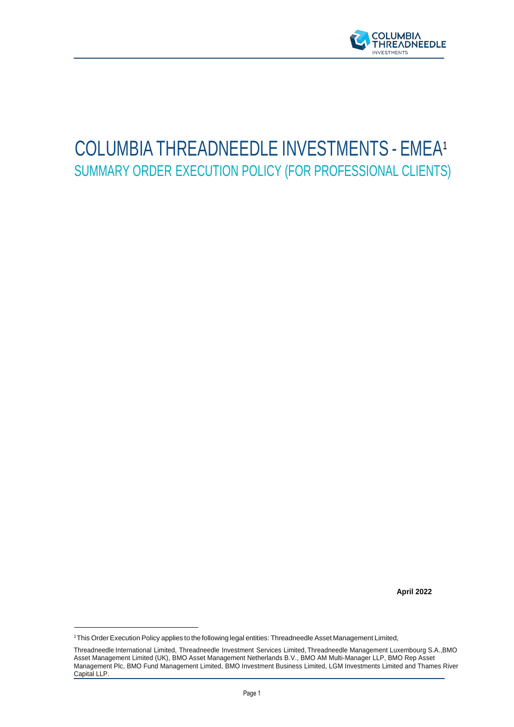# COLUMBIA THREADNEEDLE INVESTMENTS - EMEA[1]

## SUMMARY ORDER EXECUTION POLICY (FOR PROFESSIONAL CLIENTS)

**April 2022**

[1] This Order Execution Policy applies to the following legal entities: Threadneedle Asset Management Limited, Threadneedle International Limited, Threadneedle Investment Services Limited, Threadneedle Management Luxembourg S.A., BMO Asset Management Limited (UK), BMO Asset Management Netherlands B.V., BMO AM Multi-Manager LLP, BMO Rep Asset Management Plc, BMO Fund Management Limited, BMO Investment Business Limited, LGM Investments Limited and Thames River Capital LLP.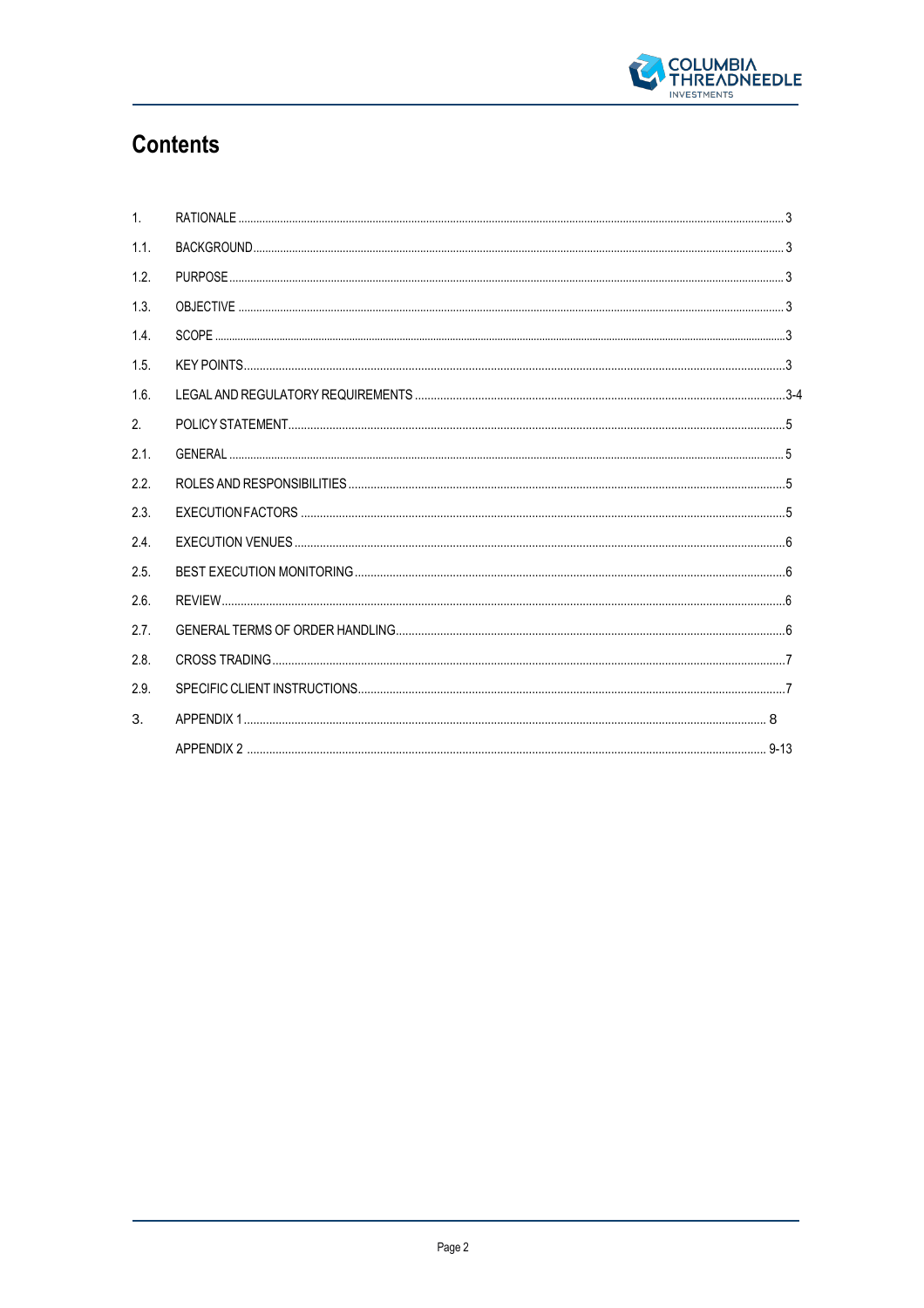# Contents

| | | |
|---|---|---|
| 1. | RATIONALE | 3 |
| 1.1. | BACKGROUND | 3 |
| 1.2. | PURPOSE | 3 |
| 1.3. | OBJECTIVE | 3 |
| 1.4. | SCOPE | 3 |
| 1.5. | KEY POINTS | 3 |
| 1.6. | LEGAL AND REGULATORY REQUIREMENTS | 3-4 |
| 2. | POLICY STATEMENT | 5 |
| 2.1. | GENERAL | 5 |
| 2.2. | ROLES AND RESPONSIBILITIES | 5 |
| 2.3. | EXECUTION FACTORS | 5 |
| 2.4. | EXECUTION VENUES | 6 |
| 2.5. | BEST EXECUTION MONITORING | 6 |
| 2.6. | REVIEW | 6 |
| 2.7. | GENERAL TERMS OF ORDER HANDLING | 6 |
| 2.8. | CROSS TRADING | 7 |
| 2.9. | SPECIFIC CLIENT INSTRUCTIONS | 7 |
| 3. | APPENDIX 1 | 8 |
| | APPENDIX 2 | 9-13 |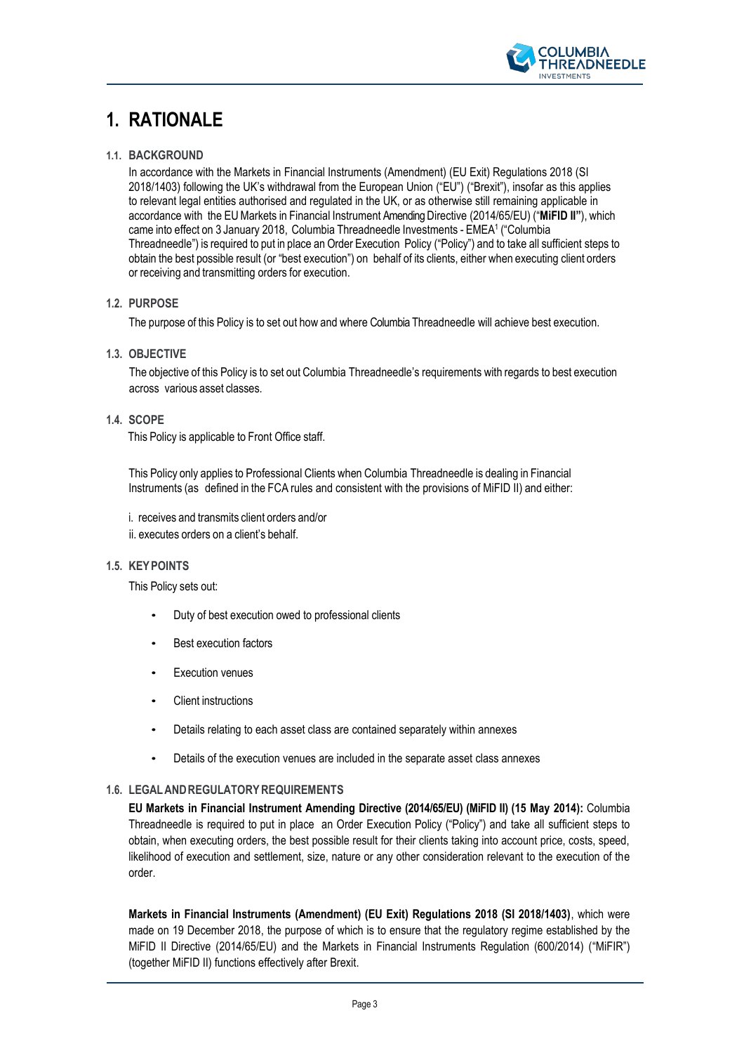# 1. RATIONALE

## 1.1. BACKGROUND

In accordance with the Markets in Financial Instruments (Amendment) (EU Exit) Regulations 2018 (SI 2018/1403) following the UK's withdrawal from the European Union ("EU") ("Brexit"), insofar as this applies to relevant legal entities authorised and regulated in the UK, or as otherwise still remaining applicable in accordance with the EU Markets in Financial Instrument Amending Directive (2014/65/EU) ("**MiFID II**"), which came into effect on 3 January 2018, Columbia Threadneedle Investments - EMEA[1] ("Columbia Threadneedle") is required to put in place an Order Execution Policy ("Policy") and to take all sufficient steps to obtain the best possible result (or "best execution") on behalf of its clients, either when executing client orders or receiving and transmitting orders for execution.

## 1.2. PURPOSE

The purpose of this Policy is to set out how and where Columbia Threadneedle will achieve best execution.

## 1.3. OBJECTIVE

The objective of this Policy is to set out Columbia Threadneedle's requirements with regards to best execution across various asset classes.

## 1.4. SCOPE

This Policy is applicable to Front Office staff.

This Policy only applies to Professional Clients when Columbia Threadneedle is dealing in Financial Instruments (as defined in the FCA rules and consistent with the provisions of MiFID II) and either:

i. receives and transmits client orders and/or
ii. executes orders on a client's behalf.

## 1.5. KEY POINTS

This Policy sets out:

- Duty of best execution owed to professional clients
- Best execution factors
- Execution venues
- Client instructions
- Details relating to each asset class are contained separately within annexes
- Details of the execution venues are included in the separate asset class annexes

## 1.6. LEGAL AND REGULATORY REQUIREMENTS

**EU Markets in Financial Instrument Amending Directive (2014/65/EU) (MiFID II) (15 May 2014):** Columbia Threadneedle is required to put in place an Order Execution Policy ("Policy") and take all sufficient steps to obtain, when executing orders, the best possible result for their clients taking into account price, costs, speed, likelihood of execution and settlement, size, nature or any other consideration relevant to the execution of the order.

**Markets in Financial Instruments (Amendment) (EU Exit) Regulations 2018 (SI 2018/1403)**, which were made on 19 December 2018, the purpose of which is to ensure that the regulatory regime established by the MiFID II Directive (2014/65/EU) and the Markets in Financial Instruments Regulation (600/2014) ("MiFIR") (together MiFID II) functions effectively after Brexit.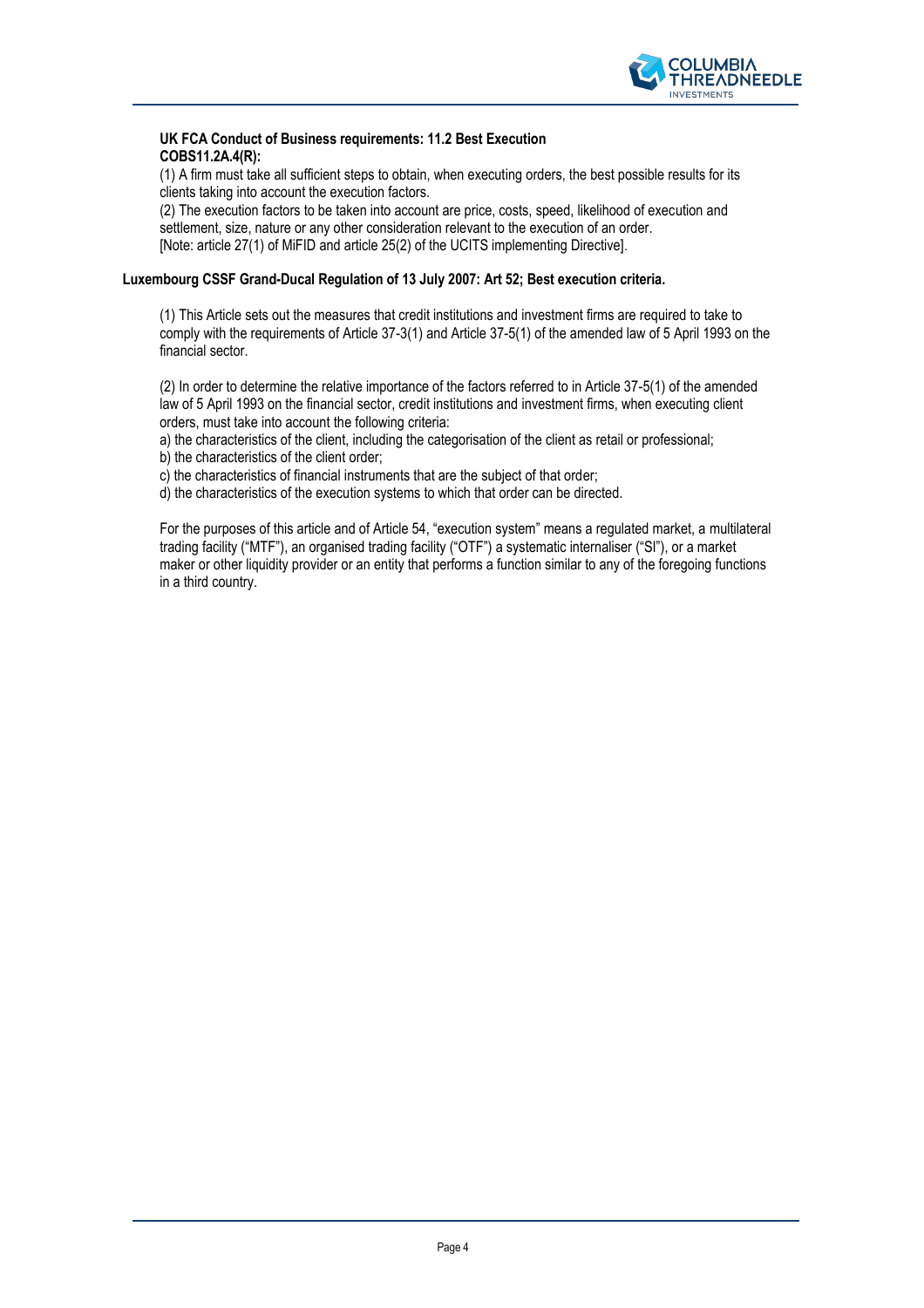**UK FCA Conduct of Business requirements: 11.2 Best Execution COBS11.2A.4(R):**

(1) A firm must take all sufficient steps to obtain, when executing orders, the best possible results for its clients taking into account the execution factors.

(2) The execution factors to be taken into account are price, costs, speed, likelihood of execution and settlement, size, nature or any other consideration relevant to the execution of an order.

[Note: article 27(1) of MiFID and article 25(2) of the UCITS implementing Directive].

**Luxembourg CSSF Grand-Ducal Regulation of 13 July 2007: Art 52; Best execution criteria.**

(1) This Article sets out the measures that credit institutions and investment firms are required to take to comply with the requirements of Article 37-3(1) and Article 37-5(1) of the amended law of 5 April 1993 on the financial sector.

(2) In order to determine the relative importance of the factors referred to in Article 37-5(1) of the amended law of 5 April 1993 on the financial sector, credit institutions and investment firms, when executing client orders, must take into account the following criteria:

a) the characteristics of the client, including the categorisation of the client as retail or professional;
b) the characteristics of the client order;
c) the characteristics of financial instruments that are the subject of that order;
d) the characteristics of the execution systems to which that order can be directed.

For the purposes of this article and of Article 54, "execution system" means a regulated market, a multilateral trading facility ("MTF"), an organised trading facility ("OTF") a systematic internaliser ("SI"), or a market maker or other liquidity provider or an entity that performs a function similar to any of the foregoing functions in a third country.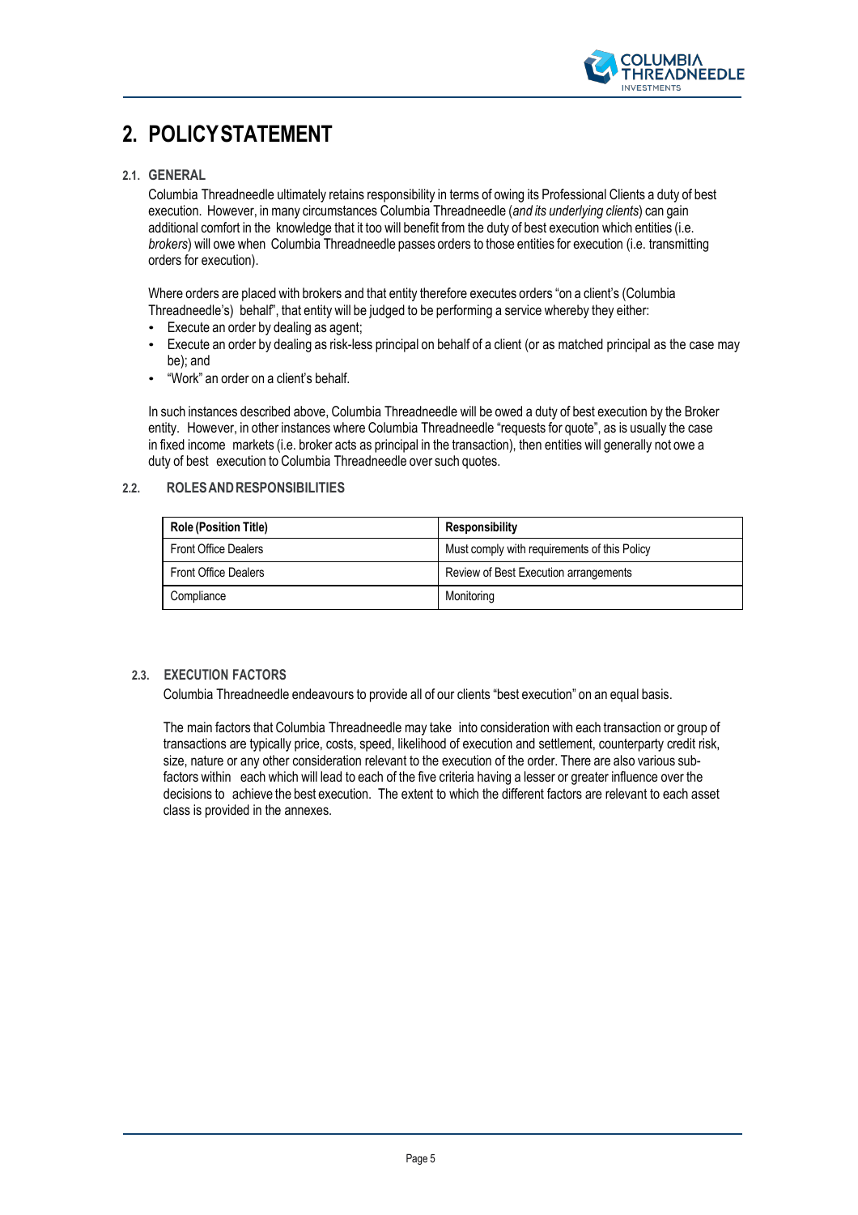# 2. POLICY STATEMENT

### 2.1. GENERAL

Columbia Threadneedle ultimately retains responsibility in terms of owing its Professional Clients a duty of best execution. However, in many circumstances Columbia Threadneedle (*and its underlying clients*) can gain additional comfort in the knowledge that it too will benefit from the duty of best execution which entities (i.e. *brokers*) will owe when Columbia Threadneedle passes orders to those entities for execution (i.e. transmitting orders for execution).

Where orders are placed with brokers and that entity therefore executes orders "on a client's (Columbia Threadneedle's) behalf", that entity will be judged to be performing a service whereby they either:

- Execute an order by dealing as agent;
- Execute an order by dealing as risk-less principal on behalf of a client (or as matched principal as the case may be); and
- "Work" an order on a client's behalf.

In such instances described above, Columbia Threadneedle will be owed a duty of best execution by the Broker entity. However, in other instances where Columbia Threadneedle "requests for quote", as is usually the case in fixed income markets (i.e. broker acts as principal in the transaction), then entities will generally not owe a duty of best execution to Columbia Threadneedle over such quotes.

### 2.2. ROLES AND RESPONSIBILITIES

| Role (Position Title) | Responsibility |
|---|---|
| Front Office Dealers | Must comply with requirements of this Policy |
| Front Office Dealers | Review of Best Execution arrangements |
| Compliance | Monitoring |

### 2.3. EXECUTION FACTORS

Columbia Threadneedle endeavours to provide all of our clients "best execution" on an equal basis.

The main factors that Columbia Threadneedle may take into consideration with each transaction or group of transactions are typically price, costs, speed, likelihood of execution and settlement, counterparty credit risk, size, nature or any other consideration relevant to the execution of the order. There are also various sub-factors within each which will lead to each of the five criteria having a lesser or greater influence over the decisions to achieve the best execution. The extent to which the different factors are relevant to each asset class is provided in the annexes.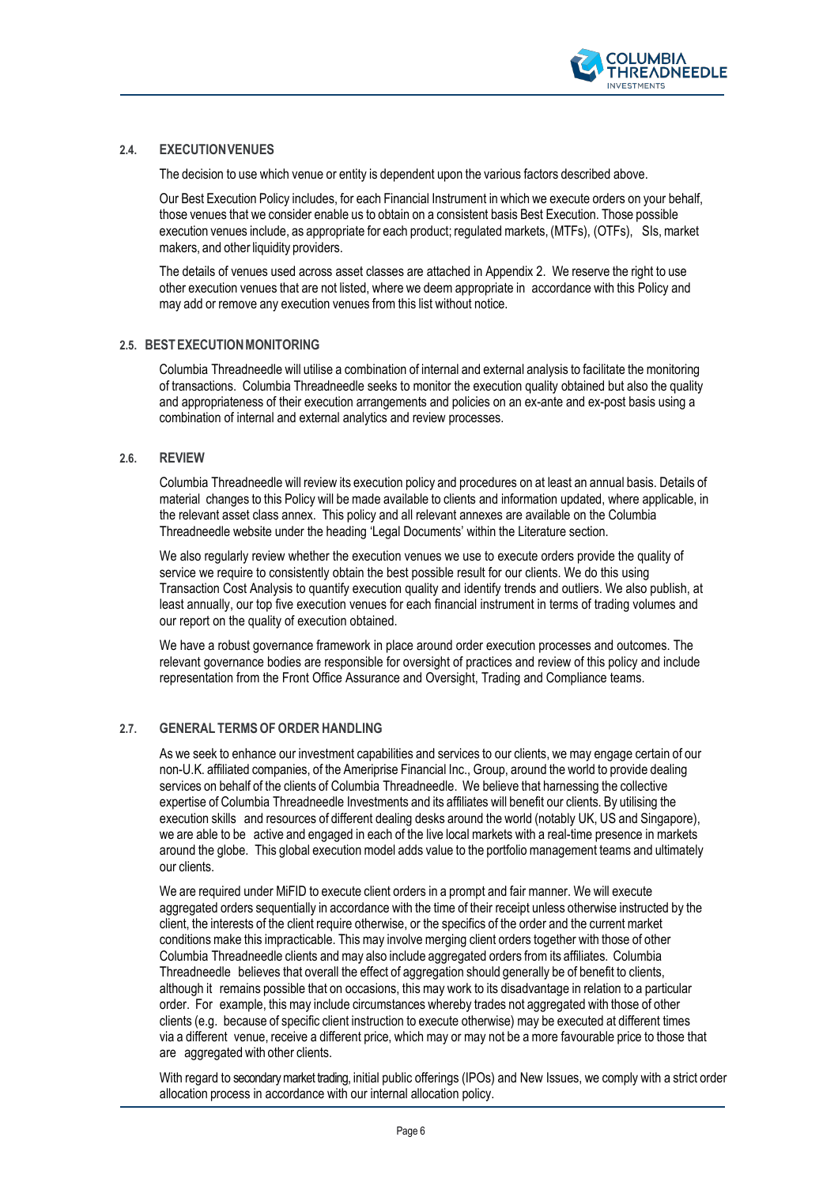### 2.4. EXECUTION VENUES

The decision to use which venue or entity is dependent upon the various factors described above.

Our Best Execution Policy includes, for each Financial Instrument in which we execute orders on your behalf, those venues that we consider enable us to obtain on a consistent basis Best Execution. Those possible execution venues include, as appropriate for each product; regulated markets, (MTFs), (OTFs), SIs, market makers, and other liquidity providers.

The details of venues used across asset classes are attached in Appendix 2. We reserve the right to use other execution venues that are not listed, where we deem appropriate in accordance with this Policy and may add or remove any execution venues from this list without notice.

### 2.5. BEST EXECUTION MONITORING

Columbia Threadneedle will utilise a combination of internal and external analysis to facilitate the monitoring of transactions. Columbia Threadneedle seeks to monitor the execution quality obtained but also the quality and appropriateness of their execution arrangements and policies on an ex-ante and ex-post basis using a combination of internal and external analytics and review processes.

### 2.6. REVIEW

Columbia Threadneedle will review its execution policy and procedures on at least an annual basis. Details of material changes to this Policy will be made available to clients and information updated, where applicable, in the relevant asset class annex. This policy and all relevant annexes are available on the Columbia Threadneedle website under the heading 'Legal Documents' within the Literature section.

We also regularly review whether the execution venues we use to execute orders provide the quality of service we require to consistently obtain the best possible result for our clients. We do this using Transaction Cost Analysis to quantify execution quality and identify trends and outliers. We also publish, at least annually, our top five execution venues for each financial instrument in terms of trading volumes and our report on the quality of execution obtained.

We have a robust governance framework in place around order execution processes and outcomes. The relevant governance bodies are responsible for oversight of practices and review of this policy and include representation from the Front Office Assurance and Oversight, Trading and Compliance teams.

### 2.7. GENERAL TERMS OF ORDER HANDLING

As we seek to enhance our investment capabilities and services to our clients, we may engage certain of our non-U.K. affiliated companies, of the Ameriprise Financial Inc., Group, around the world to provide dealing services on behalf of the clients of Columbia Threadneedle. We believe that harnessing the collective expertise of Columbia Threadneedle Investments and its affiliates will benefit our clients. By utilising the execution skills and resources of different dealing desks around the world (notably UK, US and Singapore), we are able to be active and engaged in each of the live local markets with a real-time presence in markets around the globe. This global execution model adds value to the portfolio management teams and ultimately our clients.

We are required under MiFID to execute client orders in a prompt and fair manner. We will execute aggregated orders sequentially in accordance with the time of their receipt unless otherwise instructed by the client, the interests of the client require otherwise, or the specifics of the order and the current market conditions make this impracticable. This may involve merging client orders together with those of other Columbia Threadneedle clients and may also include aggregated orders from its affiliates. Columbia Threadneedle believes that overall the effect of aggregation should generally be of benefit to clients, although it remains possible that on occasions, this may work to its disadvantage in relation to a particular order. For example, this may include circumstances whereby trades not aggregated with those of other clients (e.g. because of specific client instruction to execute otherwise) may be executed at different times via a different venue, receive a different price, which may or may not be a more favourable price to those that are aggregated with other clients.

With regard to secondary market trading, initial public offerings (IPOs) and New Issues, we comply with a strict order allocation process in accordance with our internal allocation policy.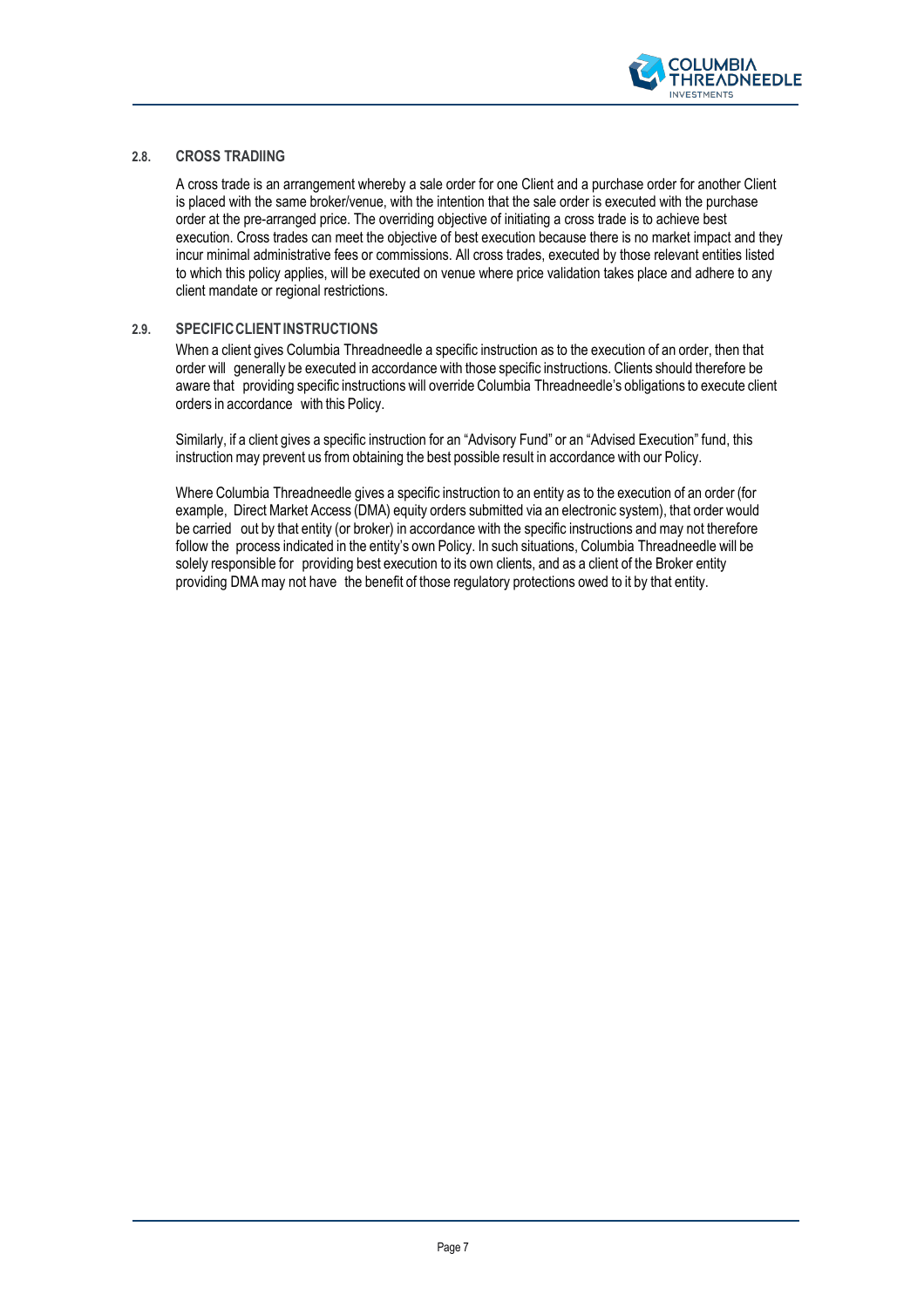### 2.8. CROSS TRADIING

A cross trade is an arrangement whereby a sale order for one Client and a purchase order for another Client is placed with the same broker/venue, with the intention that the sale order is executed with the purchase order at the pre-arranged price. The overriding objective of initiating a cross trade is to achieve best execution. Cross trades can meet the objective of best execution because there is no market impact and they incur minimal administrative fees or commissions. All cross trades, executed by those relevant entities listed to which this policy applies, will be executed on venue where price validation takes place and adhere to any client mandate or regional restrictions.

### 2.9. SPECIFIC CLIENT INSTRUCTIONS

When a client gives Columbia Threadneedle a specific instruction as to the execution of an order, then that order will generally be executed in accordance with those specific instructions. Clients should therefore be aware that providing specific instructions will override Columbia Threadneedle's obligations to execute client orders in accordance with this Policy.

Similarly, if a client gives a specific instruction for an "Advisory Fund" or an "Advised Execution" fund, this instruction may prevent us from obtaining the best possible result in accordance with our Policy.

Where Columbia Threadneedle gives a specific instruction to an entity as to the execution of an order (for example, Direct Market Access (DMA) equity orders submitted via an electronic system), that order would be carried out by that entity (or broker) in accordance with the specific instructions and may not therefore follow the process indicated in the entity's own Policy. In such situations, Columbia Threadneedle will be solely responsible for providing best execution to its own clients, and as a client of the Broker entity providing DMA may not have the benefit of those regulatory protections owed to it by that entity.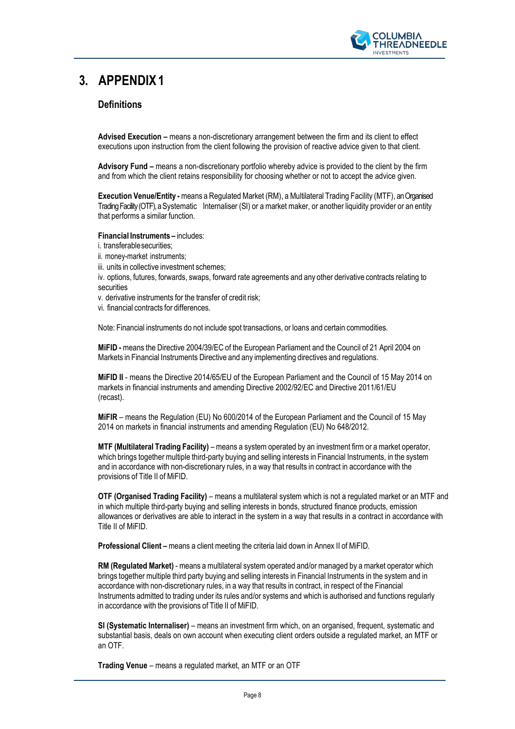# 3. APPENDIX 1

## Definitions

**Advised Execution –** means a non-discretionary arrangement between the firm and its client to effect executions upon instruction from the client following the provision of reactive advice given to that client.

**Advisory Fund –** means a non-discretionary portfolio whereby advice is provided to the client by the firm and from which the client retains responsibility for choosing whether or not to accept the advice given.

**Execution Venue/Entity -** means a Regulated Market (RM), a Multilateral Trading Facility (MTF), an Organised Trading Facility (OTF), a Systematic Internaliser (SI) or a market maker, or another liquidity provider or an entity that performs a similar function.

**Financial Instruments –** includes:

i. transferable securities;

ii. money-market instruments;

iii. units in collective investment schemes;

iv. options, futures, forwards, swaps, forward rate agreements and any other derivative contracts relating to securities

v. derivative instruments for the transfer of credit risk;

vi. financial contracts for differences.

Note: Financial instruments do not include spot transactions, or loans and certain commodities.

**MiFID -** means the Directive 2004/39/EC of the European Parliament and the Council of 21 April 2004 on Markets in Financial Instruments Directive and any implementing directives and regulations.

**MiFID II** - means the Directive 2014/65/EU of the European Parliament and the Council of 15 May 2014 on markets in financial instruments and amending Directive 2002/92/EC and Directive 2011/61/EU (recast).

**MiFIR** – means the Regulation (EU) No 600/2014 of the European Parliament and the Council of 15 May 2014 on markets in financial instruments and amending Regulation (EU) No 648/2012.

**MTF (Multilateral Trading Facility)** – means a system operated by an investment firm or a market operator, which brings together multiple third-party buying and selling interests in Financial Instruments, in the system and in accordance with non-discretionary rules, in a way that results in contract in accordance with the provisions of Title II of MiFID.

**OTF (Organised Trading Facility)** – means a multilateral system which is not a regulated market or an MTF and in which multiple third-party buying and selling interests in bonds, structured finance products, emission allowances or derivatives are able to interact in the system in a way that results in a contract in accordance with Title II of MiFID.

**Professional Client –** means a client meeting the criteria laid down in Annex II of MiFID.

**RM (Regulated Market)** - means a multilateral system operated and/or managed by a market operator which brings together multiple third party buying and selling interests in Financial Instruments in the system and in accordance with non-discretionary rules, in a way that results in contract, in respect of the Financial Instruments admitted to trading under its rules and/or systems and which is authorised and functions regularly in accordance with the provisions of Title II of MiFID.

**SI (Systematic Internaliser)** – means an investment firm which, on an organised, frequent, systematic and substantial basis, deals on own account when executing client orders outside a regulated market, an MTF or an OTF.

**Trading Venue** – means a regulated market, an MTF or an OTF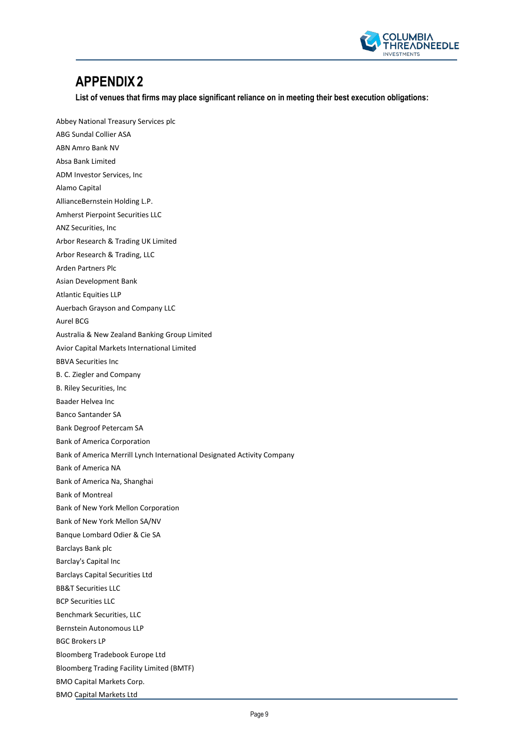# APPENDIX 2

**List of venues that firms may place significant reliance on in meeting their best execution obligations:**

Abbey National Treasury Services plc

ABG Sundal Collier ASA

ABN Amro Bank NV

Absa Bank Limited

ADM Investor Services, Inc

Alamo Capital

AllianceBernstein Holding L.P.

Amherst Pierpoint Securities LLC

ANZ Securities, Inc

Arbor Research & Trading UK Limited

Arbor Research & Trading, LLC

Arden Partners Plc

Asian Development Bank

Atlantic Equities LLP

Auerbach Grayson and Company LLC

Aurel BCG

Australia & New Zealand Banking Group Limited

Avior Capital Markets International Limited

BBVA Securities Inc

B. C. Ziegler and Company

B. Riley Securities, Inc

Baader Helvea Inc

Banco Santander SA

Bank Degroof Petercam SA

Bank of America Corporation

Bank of America Merrill Lynch International Designated Activity Company

Bank of America NA

Bank of America Na, Shanghai

Bank of Montreal

Bank of New York Mellon Corporation

Bank of New York Mellon SA/NV

Banque Lombard Odier & Cie SA

Barclays Bank plc

Barclay's Capital Inc

Barclays Capital Securities Ltd

BB&T Securities LLC

BCP Securities LLC

Benchmark Securities, LLC

Bernstein Autonomous LLP

BGC Brokers LP

Bloomberg Tradebook Europe Ltd

Bloomberg Trading Facility Limited (BMTF)

BMO Capital Markets Corp.

BMO Capital Markets Ltd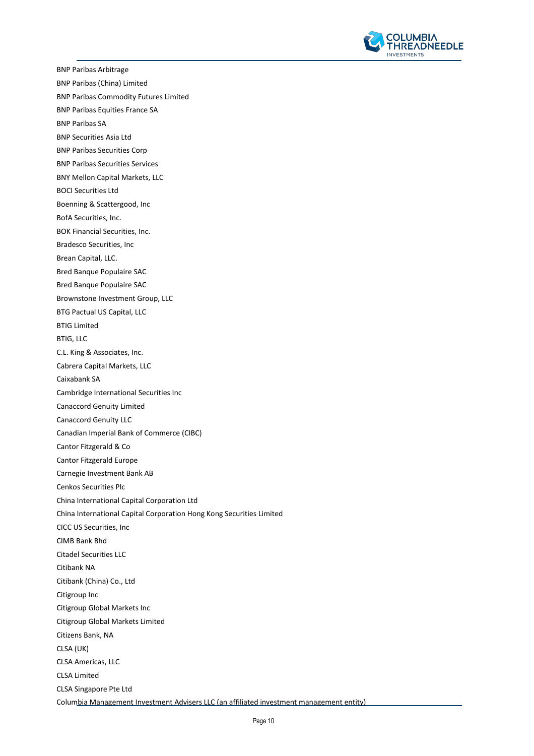BNP Paribas Arbitrage

BNP Paribas (China) Limited

BNP Paribas Commodity Futures Limited

BNP Paribas Equities France SA

BNP Paribas SA

BNP Securities Asia Ltd

BNP Paribas Securities Corp

BNP Paribas Securities Services

BNY Mellon Capital Markets, LLC

BOCI Securities Ltd

Boenning & Scattergood, Inc

BofA Securities, Inc.

BOK Financial Securities, Inc.

Bradesco Securities, Inc

Brean Capital, LLC.

Bred Banque Populaire SAC

Bred Banque Populaire SAC

Brownstone Investment Group, LLC

BTG Pactual US Capital, LLC

BTIG Limited

BTIG, LLC

C.L. King & Associates, Inc.

Cabrera Capital Markets, LLC

Caixabank SA

Cambridge International Securities Inc

Canaccord Genuity Limited

Canaccord Genuity LLC

Canadian Imperial Bank of Commerce (CIBC)

Cantor Fitzgerald & Co

Cantor Fitzgerald Europe

Carnegie Investment Bank AB

Cenkos Securities Plc

China International Capital Corporation Ltd

China International Capital Corporation Hong Kong Securities Limited

CICC US Securities, Inc

CIMB Bank Bhd

Citadel Securities LLC

Citibank NA

Citibank (China) Co., Ltd

Citigroup Inc

Citigroup Global Markets Inc

Citigroup Global Markets Limited

Citizens Bank, NA

CLSA (UK)

CLSA Americas, LLC

CLSA Limited

CLSA Singapore Pte Ltd

Columbia Management Investment Advisers LLC (an affiliated investment management entity)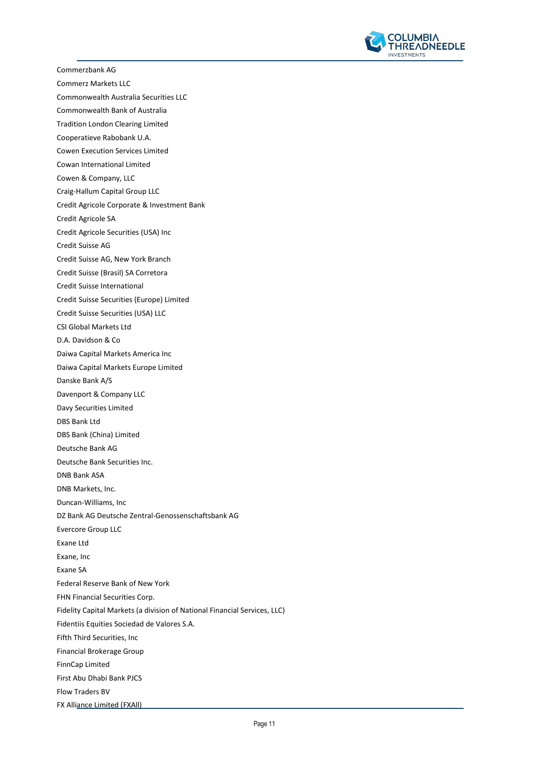Commerzbank AG

Commerz Markets LLC

Commonwealth Australia Securities LLC

Commonwealth Bank of Australia

Tradition London Clearing Limited

Cooperatieve Rabobank U.A.

Cowen Execution Services Limited

Cowan International Limited

Cowen & Company, LLC

Craig-Hallum Capital Group LLC

Credit Agricole Corporate & Investment Bank

Credit Agricole SA

Credit Agricole Securities (USA) Inc

Credit Suisse AG

Credit Suisse AG, New York Branch

Credit Suisse (Brasil) SA Corretora

Credit Suisse International

Credit Suisse Securities (Europe) Limited

Credit Suisse Securities (USA) LLC

CSI Global Markets Ltd

D.A. Davidson & Co

Daiwa Capital Markets America Inc

Daiwa Capital Markets Europe Limited

Danske Bank A/S

Davenport & Company LLC

Davy Securities Limited

DBS Bank Ltd

DBS Bank (China) Limited

Deutsche Bank AG

Deutsche Bank Securities Inc.

DNB Bank ASA

DNB Markets, Inc.

Duncan-Williams, Inc

DZ Bank AG Deutsche Zentral-Genossenschaftsbank AG

Evercore Group LLC

Exane Ltd

Exane, Inc

Exane SA

Federal Reserve Bank of New York

FHN Financial Securities Corp.

Fidelity Capital Markets (a division of National Financial Services, LLC)

Fidentiis Equities Sociedad de Valores S.A.

Fifth Third Securities, Inc

Financial Brokerage Group

FinnCap Limited

First Abu Dhabi Bank PJCS

Flow Traders BV

FX Alliance Limited (FXAll)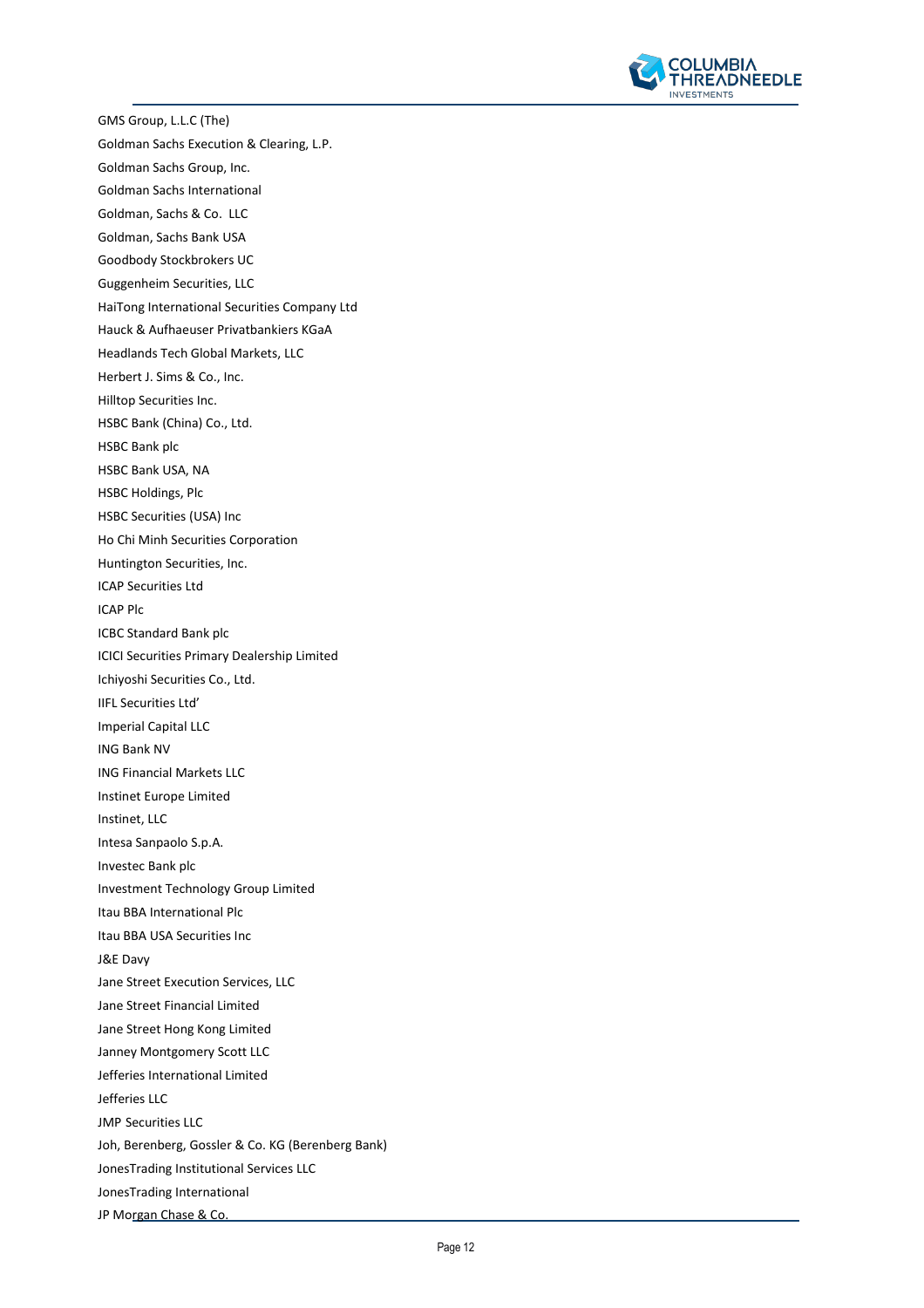GMS Group, L.L.C (The)

Goldman Sachs Execution & Clearing, L.P.

Goldman Sachs Group, Inc.

Goldman Sachs International

Goldman, Sachs & Co.  LLC

Goldman, Sachs Bank USA

Goodbody Stockbrokers UC

Guggenheim Securities, LLC

HaiTong International Securities Company Ltd

Hauck & Aufhaeuser Privatbankiers KGaA

Headlands Tech Global Markets, LLC

Herbert J. Sims & Co., Inc.

Hilltop Securities Inc.

HSBC Bank (China) Co., Ltd.

HSBC Bank plc

HSBC Bank USA, NA

HSBC Holdings, Plc

HSBC Securities (USA) Inc

Ho Chi Minh Securities Corporation

Huntington Securities, Inc.

ICAP Securities Ltd

ICAP Plc

ICBC Standard Bank plc

ICICI Securities Primary Dealership Limited

Ichiyoshi Securities Co., Ltd.

IIFL Securities Ltd'

Imperial Capital LLC

ING Bank NV

ING Financial Markets LLC

Instinet Europe Limited

Instinet, LLC

Intesa Sanpaolo S.p.A.

Investec Bank plc

Investment Technology Group Limited

Itau BBA International Plc

Itau BBA USA Securities Inc

J&E Davy

Jane Street Execution Services, LLC

Jane Street Financial Limited

Jane Street Hong Kong Limited

Janney Montgomery Scott LLC

Jefferies International Limited

Jefferies LLC

JMP Securities LLC

Joh, Berenberg, Gossler & Co. KG (Berenberg Bank)

JonesTrading Institutional Services LLC

JonesTrading International

JP Morgan Chase & Co.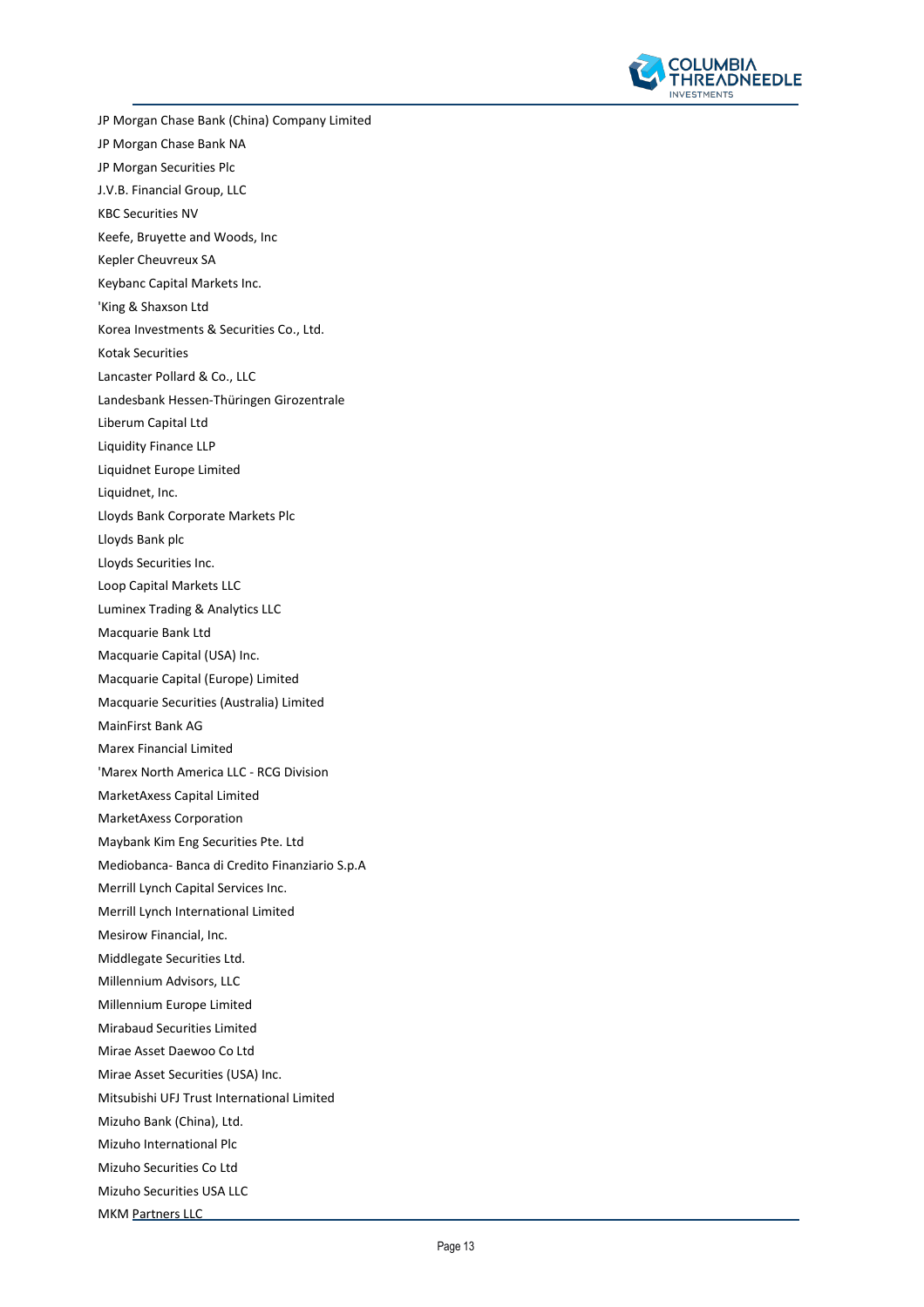JP Morgan Chase Bank (China) Company Limited

JP Morgan Chase Bank NA

JP Morgan Securities Plc

J.V.B. Financial Group, LLC

KBC Securities NV

Keefe, Bruyette and Woods, Inc

Kepler Cheuvreux SA

Keybanc Capital Markets Inc.

'King & Shaxson Ltd

Korea Investments & Securities Co., Ltd.

Kotak Securities

Lancaster Pollard & Co., LLC

Landesbank Hessen-Thüringen Girozentrale

Liberum Capital Ltd

Liquidity Finance LLP

Liquidnet Europe Limited

Liquidnet, Inc.

Lloyds Bank Corporate Markets Plc

Lloyds Bank plc

Lloyds Securities Inc.

Loop Capital Markets LLC

Luminex Trading & Analytics LLC

Macquarie Bank Ltd

Macquarie Capital (USA) Inc.

Macquarie Capital (Europe) Limited

Macquarie Securities (Australia) Limited

MainFirst Bank AG

Marex Financial Limited

'Marex North America LLC - RCG Division

MarketAxess Capital Limited

MarketAxess Corporation

Maybank Kim Eng Securities Pte. Ltd

Mediobanca- Banca di Credito Finanziario S.p.A

Merrill Lynch Capital Services Inc.

Merrill Lynch International Limited

Mesirow Financial, Inc.

Middlegate Securities Ltd.

Millennium Advisors, LLC

Millennium Europe Limited

Mirabaud Securities Limited

Mirae Asset Daewoo Co Ltd

Mirae Asset Securities (USA) Inc.

Mitsubishi UFJ Trust International Limited

Mizuho Bank (China), Ltd.

Mizuho International Plc

Mizuho Securities Co Ltd

Mizuho Securities USA LLC

MKM Partners LLC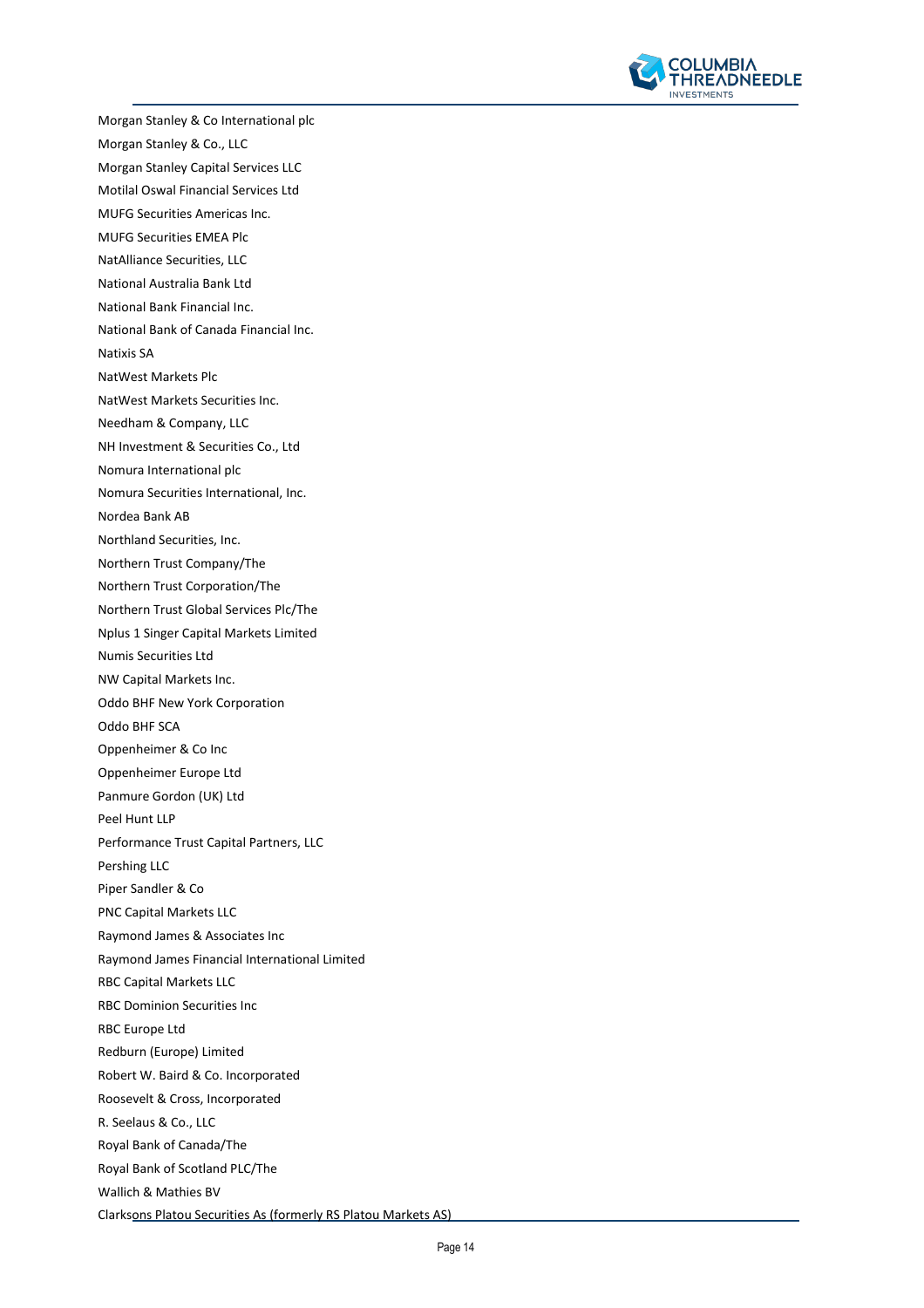Morgan Stanley & Co International plc

Morgan Stanley & Co., LLC

Morgan Stanley Capital Services LLC

Motilal Oswal Financial Services Ltd

MUFG Securities Americas Inc.

MUFG Securities EMEA Plc

NatAlliance Securities, LLC

National Australia Bank Ltd

National Bank Financial Inc.

National Bank of Canada Financial Inc.

Natixis SA

NatWest Markets Plc

NatWest Markets Securities Inc.

Needham & Company, LLC

NH Investment & Securities Co., Ltd

Nomura International plc

Nomura Securities International, Inc.

Nordea Bank AB

Northland Securities, Inc.

Northern Trust Company/The

Northern Trust Corporation/The

Northern Trust Global Services Plc/The

Nplus 1 Singer Capital Markets Limited

Numis Securities Ltd

NW Capital Markets Inc.

Oddo BHF New York Corporation

Oddo BHF SCA

Oppenheimer & Co Inc

Oppenheimer Europe Ltd

Panmure Gordon (UK) Ltd

Peel Hunt LLP

Performance Trust Capital Partners, LLC

Pershing LLC

Piper Sandler & Co

PNC Capital Markets LLC

Raymond James & Associates Inc

Raymond James Financial International Limited

RBC Capital Markets LLC

RBC Dominion Securities Inc

RBC Europe Ltd

Redburn (Europe) Limited

Robert W. Baird & Co. Incorporated

Roosevelt & Cross, Incorporated

R. Seelaus & Co., LLC

Royal Bank of Canada/The

Royal Bank of Scotland PLC/The

Wallich & Mathies BV

Clarksons Platou Securities As (formerly RS Platou Markets AS)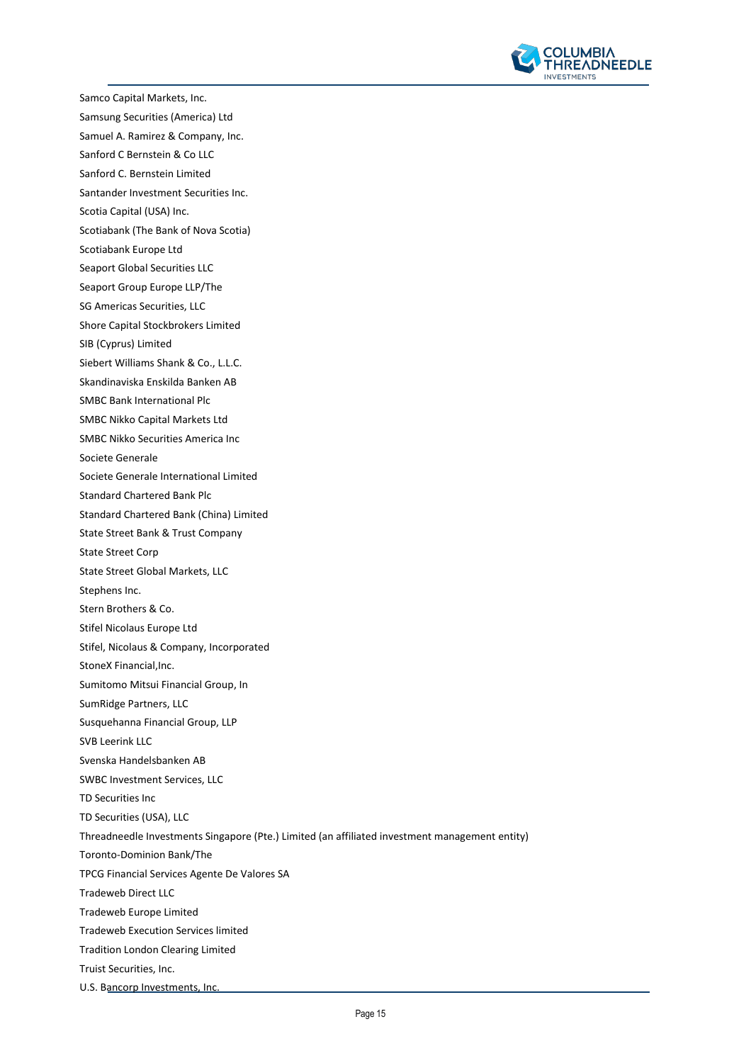Samco Capital Markets, Inc.

Samsung Securities (America) Ltd

Samuel A. Ramirez & Company, Inc.

Sanford C Bernstein & Co LLC

Sanford C. Bernstein Limited

Santander Investment Securities Inc.

Scotia Capital (USA) Inc.

Scotiabank (The Bank of Nova Scotia)

Scotiabank Europe Ltd

Seaport Global Securities LLC

Seaport Group Europe LLP/The

SG Americas Securities, LLC

Shore Capital Stockbrokers Limited

SIB (Cyprus) Limited

Siebert Williams Shank & Co., L.L.C.

Skandinaviska Enskilda Banken AB

SMBC Bank International Plc

SMBC Nikko Capital Markets Ltd

SMBC Nikko Securities America Inc

Societe Generale

Societe Generale International Limited

Standard Chartered Bank Plc

Standard Chartered Bank (China) Limited

State Street Bank & Trust Company

State Street Corp

State Street Global Markets, LLC

Stephens Inc.

Stern Brothers & Co.

Stifel Nicolaus Europe Ltd

Stifel, Nicolaus & Company, Incorporated

StoneX Financial,Inc.

Sumitomo Mitsui Financial Group, In

SumRidge Partners, LLC

Susquehanna Financial Group, LLP

SVB Leerink LLC

Svenska Handelsbanken AB

SWBC Investment Services, LLC

TD Securities Inc

TD Securities (USA), LLC

Threadneedle Investments Singapore (Pte.) Limited (an affiliated investment management entity)

Toronto-Dominion Bank/The

TPCG Financial Services Agente De Valores SA

Tradeweb Direct LLC

Tradeweb Europe Limited

Tradeweb Execution Services limited

Tradition London Clearing Limited

Truist Securities, Inc.

U.S. Bancorp Investments, Inc.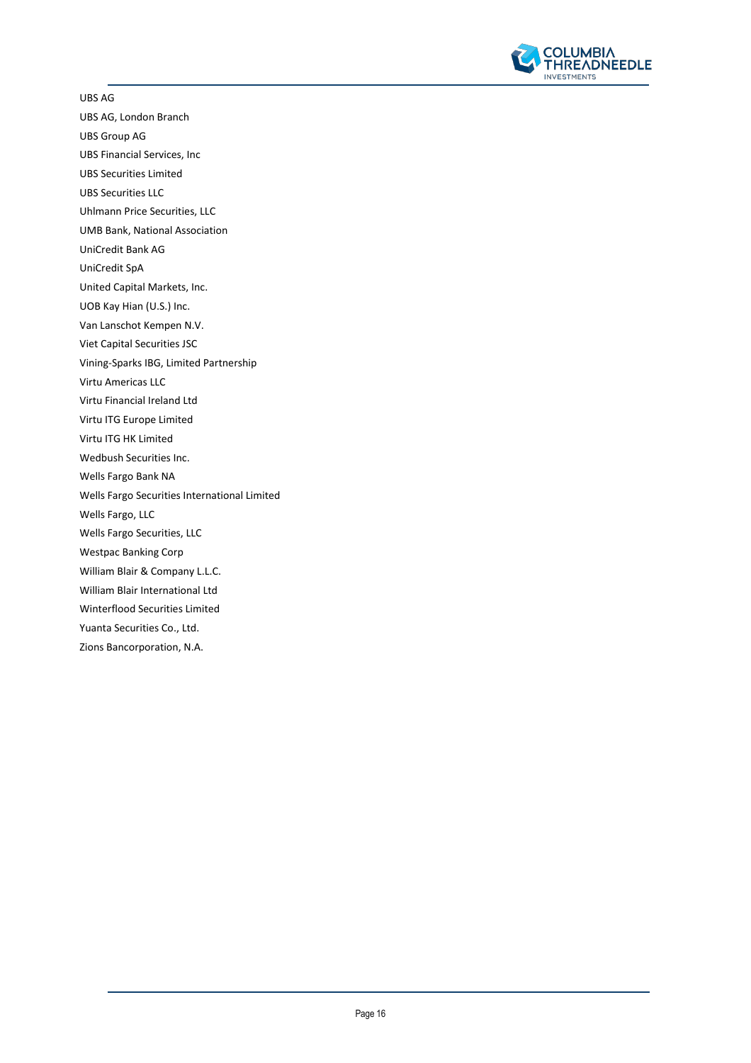UBS AG

UBS AG, London Branch

UBS Group AG

UBS Financial Services, Inc

UBS Securities Limited

UBS Securities LLC

Uhlmann Price Securities, LLC

UMB Bank, National Association

UniCredit Bank AG

UniCredit SpA

United Capital Markets, Inc.

UOB Kay Hian (U.S.) Inc.

Van Lanschot Kempen N.V.

Viet Capital Securities JSC

Vining-Sparks IBG, Limited Partnership

Virtu Americas LLC

Virtu Financial Ireland Ltd

Virtu ITG Europe Limited

Virtu ITG HK Limited

Wedbush Securities Inc.

Wells Fargo Bank NA

Wells Fargo Securities International Limited

Wells Fargo, LLC

Wells Fargo Securities, LLC

Westpac Banking Corp

William Blair & Company L.L.C.

William Blair International Ltd

Winterflood Securities Limited

Yuanta Securities Co., Ltd.

Zions Bancorporation, N.A.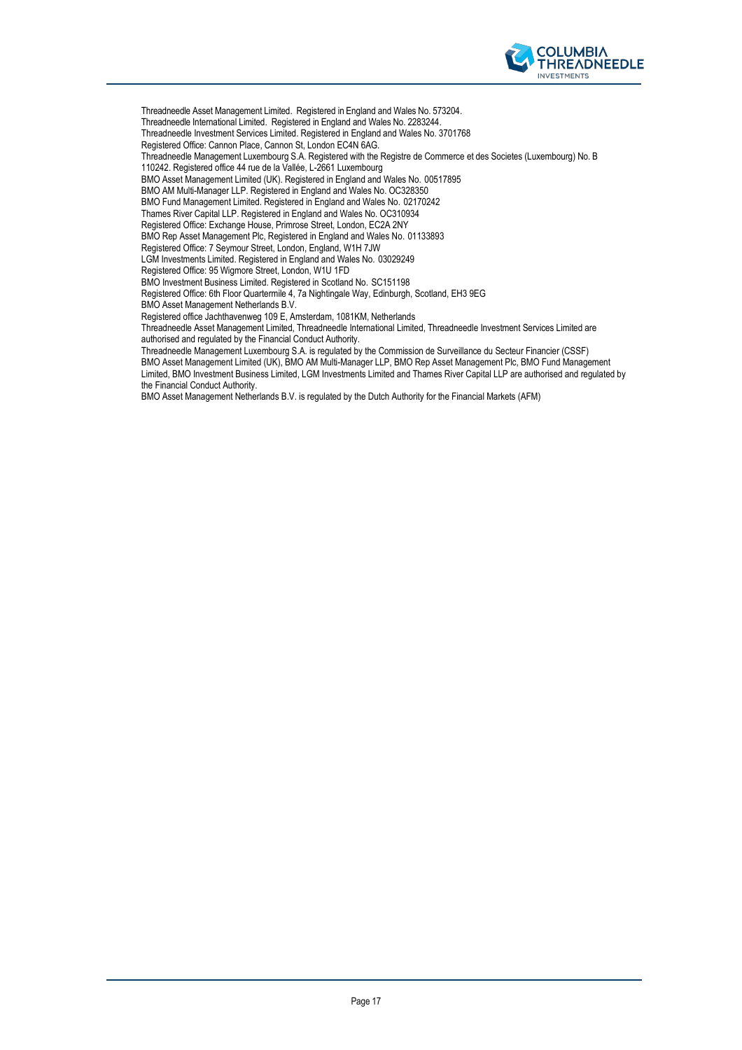Threadneedle Asset Management Limited. Registered in England and Wales No. 573204.
Threadneedle International Limited. Registered in England and Wales No. 2283244.
Threadneedle Investment Services Limited. Registered in England and Wales No. 3701768
Registered Office: Cannon Place, Cannon St, London EC4N 6AG.
Threadneedle Management Luxembourg S.A. Registered with the Registre de Commerce et des Societes (Luxembourg) No. B 110242. Registered office 44 rue de la Vallée, L-2661 Luxembourg
BMO Asset Management Limited (UK). Registered in England and Wales No. 00517895
BMO AM Multi-Manager LLP. Registered in England and Wales No. OC328350
BMO Fund Management Limited. Registered in England and Wales No. 02170242
Thames River Capital LLP. Registered in England and Wales No. OC310934
Registered Office: Exchange House, Primrose Street, London, EC2A 2NY
BMO Rep Asset Management Plc, Registered in England and Wales No. 01133893
Registered Office: 7 Seymour Street, London, England, W1H 7JW
LGM Investments Limited. Registered in England and Wales No. 03029249
Registered Office: 95 Wigmore Street, London, W1U 1FD
BMO Investment Business Limited. Registered in Scotland No. SC151198
Registered Office: 6th Floor Quartermile 4, 7a Nightingale Way, Edinburgh, Scotland, EH3 9EG
BMO Asset Management Netherlands B.V.
Registered office Jachthavenweg 109 E, Amsterdam, 1081KM, Netherlands
Threadneedle Asset Management Limited, Threadneedle International Limited, Threadneedle Investment Services Limited are authorised and regulated by the Financial Conduct Authority.
Threadneedle Management Luxembourg S.A. is regulated by the Commission de Surveillance du Secteur Financier (CSSF)
BMO Asset Management Limited (UK), BMO AM Multi-Manager LLP, BMO Rep Asset Management Plc, BMO Fund Management Limited, BMO Investment Business Limited, LGM Investments Limited and Thames River Capital LLP are authorised and regulated by the Financial Conduct Authority.
BMO Asset Management Netherlands B.V. is regulated by the Dutch Authority for the Financial Markets (AFM)